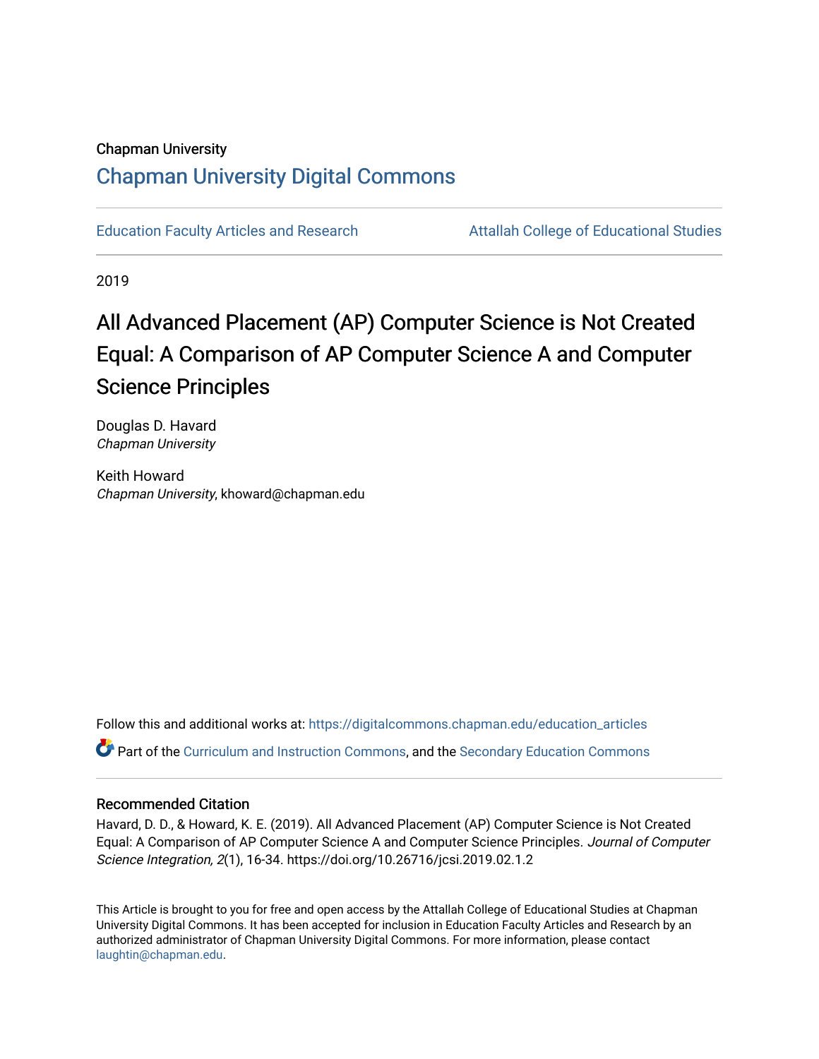Chapman University

## Chapman University Digital Commons

Education Faculty Articles and Research

Attallah College of Educational Studies

2019

# All Advanced Placement (AP) Computer Science is Not Created Equal: A Comparison of AP Computer Science A and Computer Science Principles

Douglas D. Havard
*Chapman University*

Keith Howard
*Chapman University*, khoward@chapman.edu

Follow this and additional works at: https://digitalcommons.chapman.edu/education_articles

Part of the Curriculum and Instruction Commons, and the Secondary Education Commons

### Recommended Citation

Havard, D. D., & Howard, K. E. (2019). All Advanced Placement (AP) Computer Science is Not Created Equal: A Comparison of AP Computer Science A and Computer Science Principles. *Journal of Computer Science Integration, 2*(1), 16-34. https://doi.org/10.26716/jcsi.2019.02.1.2

This Article is brought to you for free and open access by the Attallah College of Educational Studies at Chapman University Digital Commons. It has been accepted for inclusion in Education Faculty Articles and Research by an authorized administrator of Chapman University Digital Commons. For more information, please contact laughtin@chapman.edu.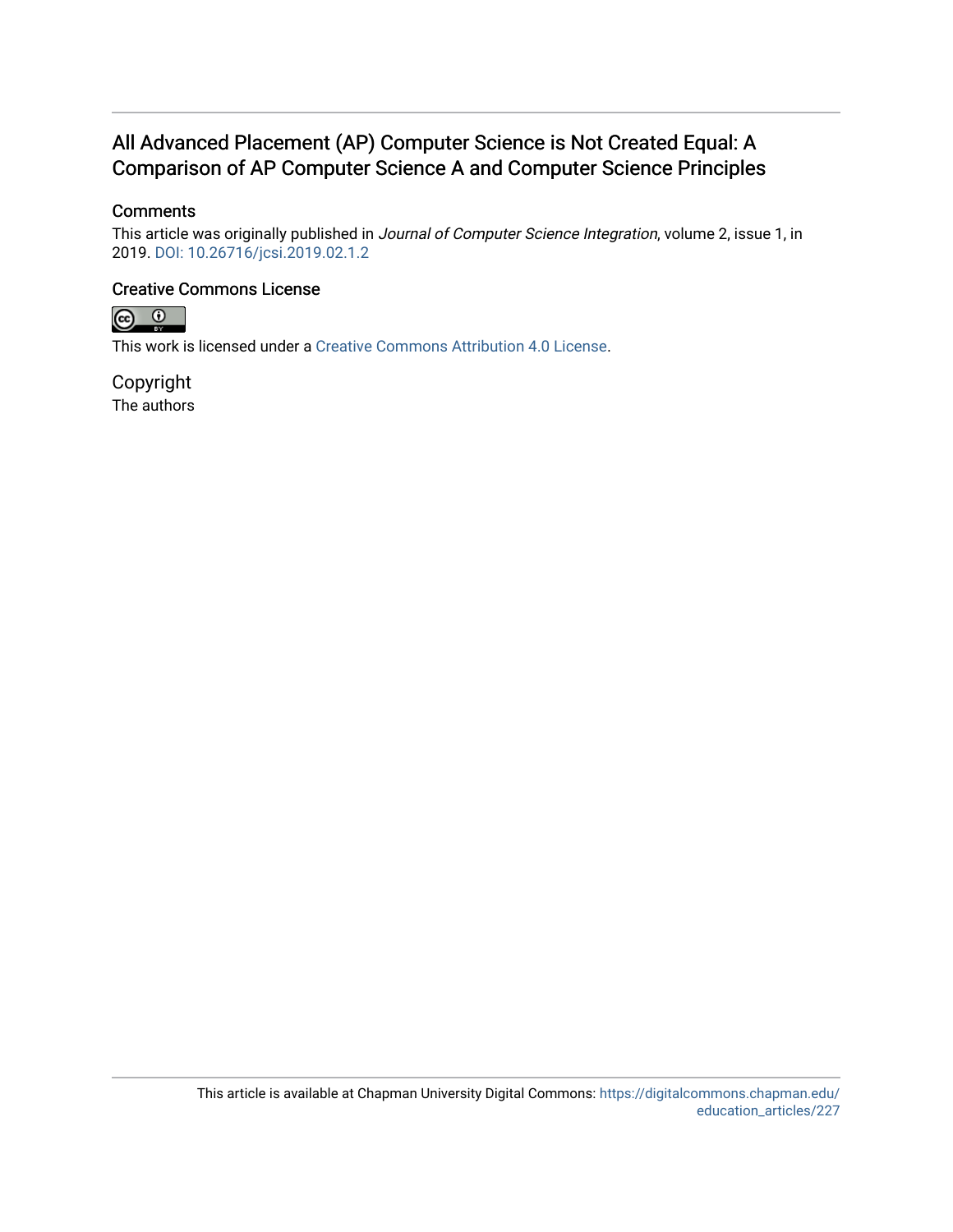# All Advanced Placement (AP) Computer Science is Not Created Equal: A Comparison of AP Computer Science A and Computer Science Principles

## Comments

This article was originally published in *Journal of Computer Science Integration*, volume 2, issue 1, in 2019. DOI: 10.26716/jcsi.2019.02.1.2

## Creative Commons License

This work is licensed under a Creative Commons Attribution 4.0 License.

## Copyright

The authors

This article is available at Chapman University Digital Commons: https://digitalcommons.chapman.edu/education_articles/227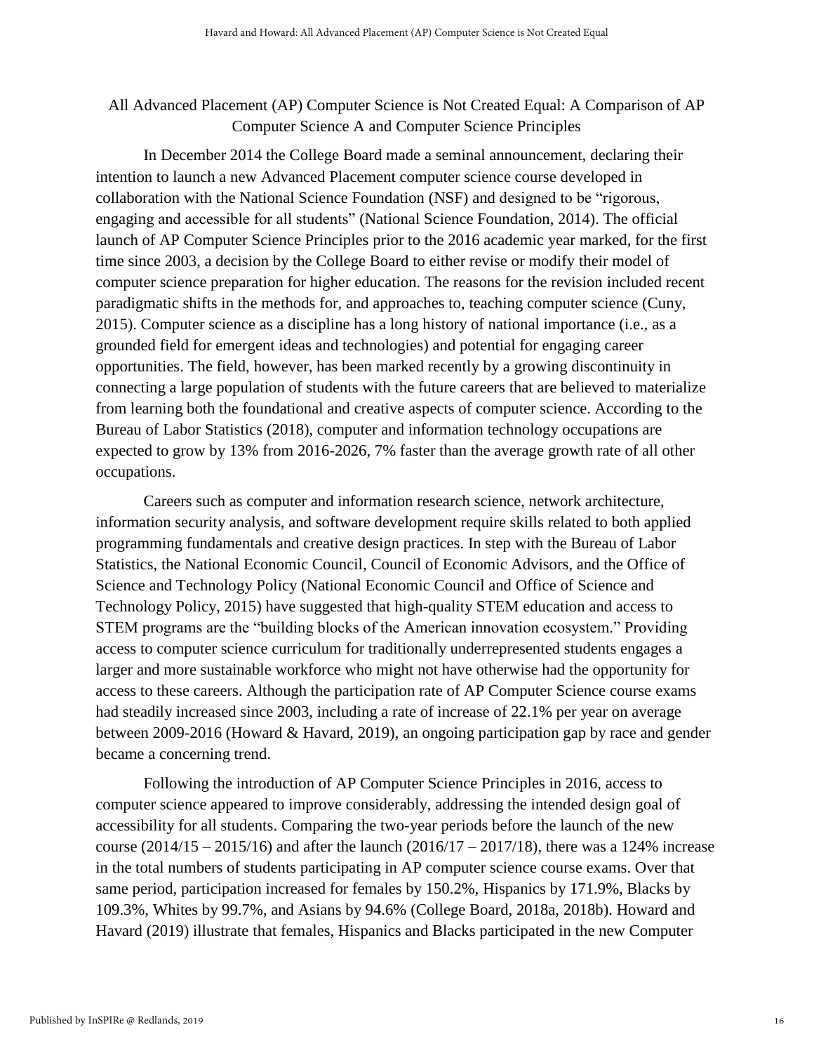## All Advanced Placement (AP) Computer Science is Not Created Equal: A Comparison of AP Computer Science A and Computer Science Principles

In December 2014 the College Board made a seminal announcement, declaring their intention to launch a new Advanced Placement computer science course developed in collaboration with the National Science Foundation (NSF) and designed to be "rigorous, engaging and accessible for all students" (National Science Foundation, 2014). The official launch of AP Computer Science Principles prior to the 2016 academic year marked, for the first time since 2003, a decision by the College Board to either revise or modify their model of computer science preparation for higher education. The reasons for the revision included recent paradigmatic shifts in the methods for, and approaches to, teaching computer science (Cuny, 2015). Computer science as a discipline has a long history of national importance (i.e., as a grounded field for emergent ideas and technologies) and potential for engaging career opportunities. The field, however, has been marked recently by a growing discontinuity in connecting a large population of students with the future careers that are believed to materialize from learning both the foundational and creative aspects of computer science. According to the Bureau of Labor Statistics (2018), computer and information technology occupations are expected to grow by 13% from 2016-2026, 7% faster than the average growth rate of all other occupations.

Careers such as computer and information research science, network architecture, information security analysis, and software development require skills related to both applied programming fundamentals and creative design practices. In step with the Bureau of Labor Statistics, the National Economic Council, Council of Economic Advisors, and the Office of Science and Technology Policy (National Economic Council and Office of Science and Technology Policy, 2015) have suggested that high-quality STEM education and access to STEM programs are the "building blocks of the American innovation ecosystem." Providing access to computer science curriculum for traditionally underrepresented students engages a larger and more sustainable workforce who might not have otherwise had the opportunity for access to these careers. Although the participation rate of AP Computer Science course exams had steadily increased since 2003, including a rate of increase of 22.1% per year on average between 2009-2016 (Howard & Havard, 2019), an ongoing participation gap by race and gender became a concerning trend.

Following the introduction of AP Computer Science Principles in 2016, access to computer science appeared to improve considerably, addressing the intended design goal of accessibility for all students. Comparing the two-year periods before the launch of the new course (2014/15 – 2015/16) and after the launch (2016/17 – 2017/18), there was a 124% increase in the total numbers of students participating in AP computer science course exams. Over that same period, participation increased for females by 150.2%, Hispanics by 171.9%, Blacks by 109.3%, Whites by 99.7%, and Asians by 94.6% (College Board, 2018a, 2018b). Howard and Havard (2019) illustrate that females, Hispanics and Blacks participated in the new Computer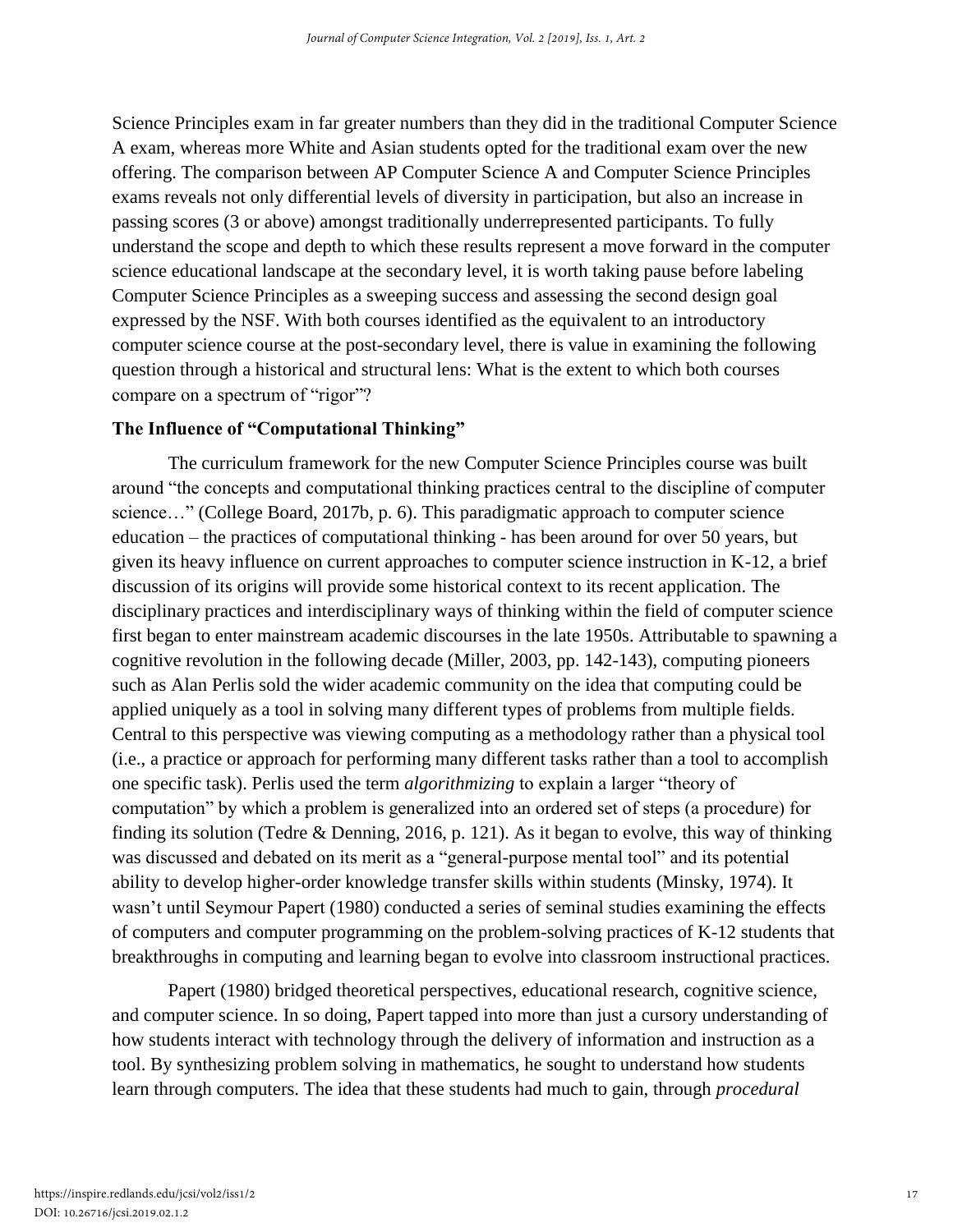Science Principles exam in far greater numbers than they did in the traditional Computer Science A exam, whereas more White and Asian students opted for the traditional exam over the new offering. The comparison between AP Computer Science A and Computer Science Principles exams reveals not only differential levels of diversity in participation, but also an increase in passing scores (3 or above) amongst traditionally underrepresented participants. To fully understand the scope and depth to which these results represent a move forward in the computer science educational landscape at the secondary level, it is worth taking pause before labeling Computer Science Principles as a sweeping success and assessing the second design goal expressed by the NSF. With both courses identified as the equivalent to an introductory computer science course at the post-secondary level, there is value in examining the following question through a historical and structural lens: What is the extent to which both courses compare on a spectrum of "rigor"?

### The Influence of "Computational Thinking"

The curriculum framework for the new Computer Science Principles course was built around "the concepts and computational thinking practices central to the discipline of computer science…" (College Board, 2017b, p. 6). This paradigmatic approach to computer science education – the practices of computational thinking - has been around for over 50 years, but given its heavy influence on current approaches to computer science instruction in K-12, a brief discussion of its origins will provide some historical context to its recent application. The disciplinary practices and interdisciplinary ways of thinking within the field of computer science first began to enter mainstream academic discourses in the late 1950s. Attributable to spawning a cognitive revolution in the following decade (Miller, 2003, pp. 142-143), computing pioneers such as Alan Perlis sold the wider academic community on the idea that computing could be applied uniquely as a tool in solving many different types of problems from multiple fields. Central to this perspective was viewing computing as a methodology rather than a physical tool (i.e., a practice or approach for performing many different tasks rather than a tool to accomplish one specific task). Perlis used the term *algorithmizing* to explain a larger "theory of computation" by which a problem is generalized into an ordered set of steps (a procedure) for finding its solution (Tedre & Denning, 2016, p. 121). As it began to evolve, this way of thinking was discussed and debated on its merit as a "general-purpose mental tool" and its potential ability to develop higher-order knowledge transfer skills within students (Minsky, 1974). It wasn't until Seymour Papert (1980) conducted a series of seminal studies examining the effects of computers and computer programming on the problem-solving practices of K-12 students that breakthroughs in computing and learning began to evolve into classroom instructional practices.

Papert (1980) bridged theoretical perspectives, educational research, cognitive science, and computer science. In so doing, Papert tapped into more than just a cursory understanding of how students interact with technology through the delivery of information and instruction as a tool. By synthesizing problem solving in mathematics, he sought to understand how students learn through computers. The idea that these students had much to gain, through *procedural*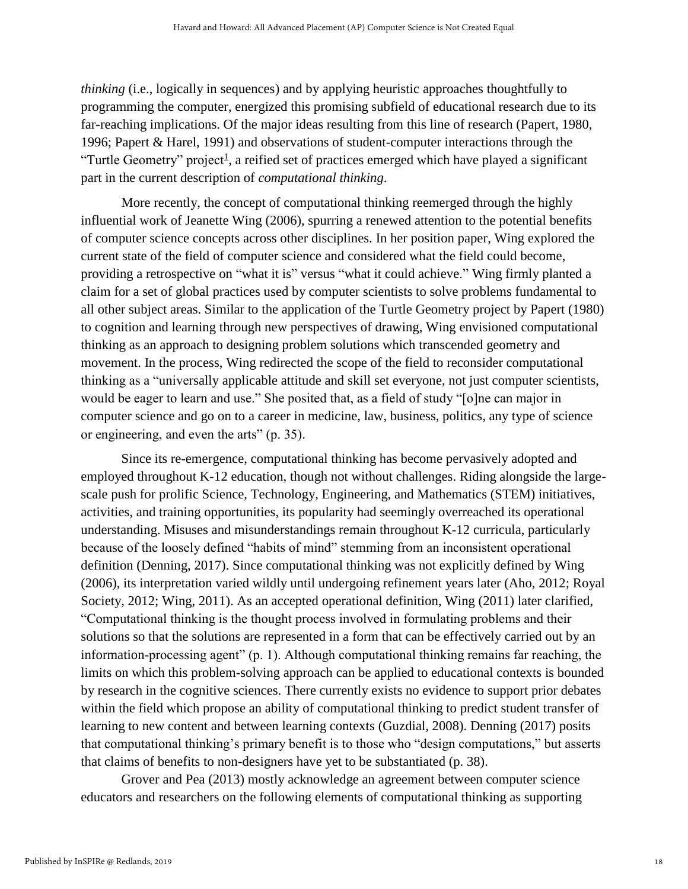*thinking* (i.e., logically in sequences) and by applying heuristic approaches thoughtfully to programming the computer, energized this promising subfield of educational research due to its far-reaching implications. Of the major ideas resulting from this line of research (Papert, 1980, 1996; Papert & Harel, 1991) and observations of student-computer interactions through the "Turtle Geometry" project[1], a reified set of practices emerged which have played a significant part in the current description of *computational thinking*.

More recently, the concept of computational thinking reemerged through the highly influential work of Jeanette Wing (2006), spurring a renewed attention to the potential benefits of computer science concepts across other disciplines. In her position paper, Wing explored the current state of the field of computer science and considered what the field could become, providing a retrospective on "what it is" versus "what it could achieve." Wing firmly planted a claim for a set of global practices used by computer scientists to solve problems fundamental to all other subject areas. Similar to the application of the Turtle Geometry project by Papert (1980) to cognition and learning through new perspectives of drawing, Wing envisioned computational thinking as an approach to designing problem solutions which transcended geometry and movement. In the process, Wing redirected the scope of the field to reconsider computational thinking as a "universally applicable attitude and skill set everyone, not just computer scientists, would be eager to learn and use." She posited that, as a field of study "[o]ne can major in computer science and go on to a career in medicine, law, business, politics, any type of science or engineering, and even the arts" (p. 35).

Since its re-emergence, computational thinking has become pervasively adopted and employed throughout K-12 education, though not without challenges. Riding alongside the large-scale push for prolific Science, Technology, Engineering, and Mathematics (STEM) initiatives, activities, and training opportunities, its popularity had seemingly overreached its operational understanding. Misuses and misunderstandings remain throughout K-12 curricula, particularly because of the loosely defined "habits of mind" stemming from an inconsistent operational definition (Denning, 2017). Since computational thinking was not explicitly defined by Wing (2006), its interpretation varied wildly until undergoing refinement years later (Aho, 2012; Royal Society, 2012; Wing, 2011). As an accepted operational definition, Wing (2011) later clarified, "Computational thinking is the thought process involved in formulating problems and their solutions so that the solutions are represented in a form that can be effectively carried out by an information-processing agent" (p. 1). Although computational thinking remains far reaching, the limits on which this problem-solving approach can be applied to educational contexts is bounded by research in the cognitive sciences. There currently exists no evidence to support prior debates within the field which propose an ability of computational thinking to predict student transfer of learning to new content and between learning contexts (Guzdial, 2008). Denning (2017) posits that computational thinking's primary benefit is to those who "design computations," but asserts that claims of benefits to non-designers have yet to be substantiated (p. 38).

Grover and Pea (2013) mostly acknowledge an agreement between computer science educators and researchers on the following elements of computational thinking as supporting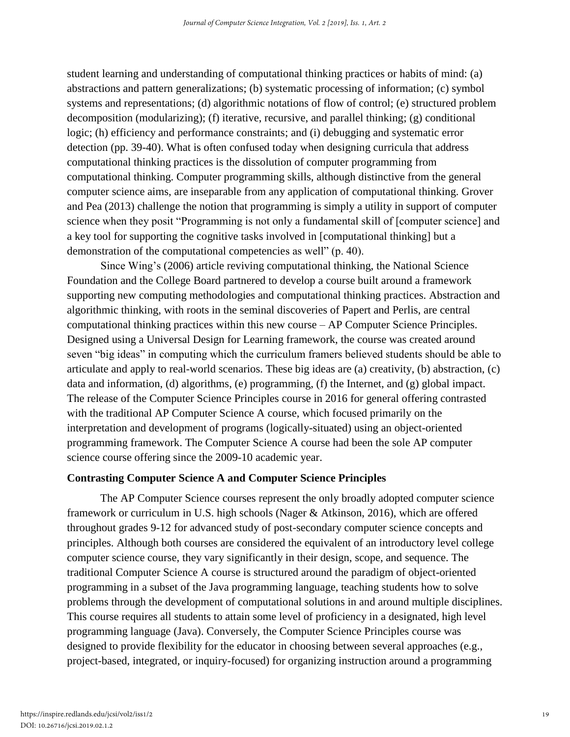student learning and understanding of computational thinking practices or habits of mind: (a) abstractions and pattern generalizations; (b) systematic processing of information; (c) symbol systems and representations; (d) algorithmic notations of flow of control; (e) structured problem decomposition (modularizing); (f) iterative, recursive, and parallel thinking; (g) conditional logic; (h) efficiency and performance constraints; and (i) debugging and systematic error detection (pp. 39-40). What is often confused today when designing curricula that address computational thinking practices is the dissolution of computer programming from computational thinking. Computer programming skills, although distinctive from the general computer science aims, are inseparable from any application of computational thinking. Grover and Pea (2013) challenge the notion that programming is simply a utility in support of computer science when they posit "Programming is not only a fundamental skill of [computer science] and a key tool for supporting the cognitive tasks involved in [computational thinking] but a demonstration of the computational competencies as well" (p. 40).

Since Wing's (2006) article reviving computational thinking, the National Science Foundation and the College Board partnered to develop a course built around a framework supporting new computing methodologies and computational thinking practices. Abstraction and algorithmic thinking, with roots in the seminal discoveries of Papert and Perlis, are central computational thinking practices within this new course – AP Computer Science Principles. Designed using a Universal Design for Learning framework, the course was created around seven "big ideas" in computing which the curriculum framers believed students should be able to articulate and apply to real-world scenarios. These big ideas are (a) creativity, (b) abstraction, (c) data and information, (d) algorithms, (e) programming, (f) the Internet, and (g) global impact. The release of the Computer Science Principles course in 2016 for general offering contrasted with the traditional AP Computer Science A course, which focused primarily on the interpretation and development of programs (logically-situated) using an object-oriented programming framework. The Computer Science A course had been the sole AP computer science course offering since the 2009-10 academic year.

**Contrasting Computer Science A and Computer Science Principles**

The AP Computer Science courses represent the only broadly adopted computer science framework or curriculum in U.S. high schools (Nager & Atkinson, 2016), which are offered throughout grades 9-12 for advanced study of post-secondary computer science concepts and principles. Although both courses are considered the equivalent of an introductory level college computer science course, they vary significantly in their design, scope, and sequence. The traditional Computer Science A course is structured around the paradigm of object-oriented programming in a subset of the Java programming language, teaching students how to solve problems through the development of computational solutions in and around multiple disciplines. This course requires all students to attain some level of proficiency in a designated, high level programming language (Java). Conversely, the Computer Science Principles course was designed to provide flexibility for the educator in choosing between several approaches (e.g., project-based, integrated, or inquiry-focused) for organizing instruction around a programming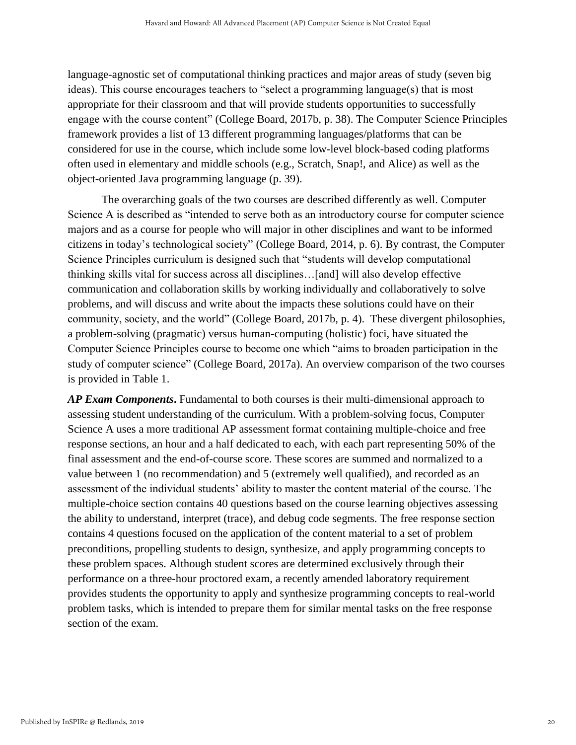language-agnostic set of computational thinking practices and major areas of study (seven big ideas). This course encourages teachers to "select a programming language(s) that is most appropriate for their classroom and that will provide students opportunities to successfully engage with the course content" (College Board, 2017b, p. 38). The Computer Science Principles framework provides a list of 13 different programming languages/platforms that can be considered for use in the course, which include some low-level block-based coding platforms often used in elementary and middle schools (e.g., Scratch, Snap!, and Alice) as well as the object-oriented Java programming language (p. 39).

The overarching goals of the two courses are described differently as well. Computer Science A is described as "intended to serve both as an introductory course for computer science majors and as a course for people who will major in other disciplines and want to be informed citizens in today's technological society" (College Board, 2014, p. 6). By contrast, the Computer Science Principles curriculum is designed such that "students will develop computational thinking skills vital for success across all disciplines…[and] will also develop effective communication and collaboration skills by working individually and collaboratively to solve problems, and will discuss and write about the impacts these solutions could have on their community, society, and the world" (College Board, 2017b, p. 4). These divergent philosophies, a problem-solving (pragmatic) versus human-computing (holistic) foci, have situated the Computer Science Principles course to become one which "aims to broaden participation in the study of computer science" (College Board, 2017a). An overview comparison of the two courses is provided in Table 1.

***AP Exam Components*.** Fundamental to both courses is their multi-dimensional approach to assessing student understanding of the curriculum. With a problem-solving focus, Computer Science A uses a more traditional AP assessment format containing multiple-choice and free response sections, an hour and a half dedicated to each, with each part representing 50% of the final assessment and the end-of-course score. These scores are summed and normalized to a value between 1 (no recommendation) and 5 (extremely well qualified), and recorded as an assessment of the individual students' ability to master the content material of the course. The multiple-choice section contains 40 questions based on the course learning objectives assessing the ability to understand, interpret (trace), and debug code segments. The free response section contains 4 questions focused on the application of the content material to a set of problem preconditions, propelling students to design, synthesize, and apply programming concepts to these problem spaces. Although student scores are determined exclusively through their performance on a three-hour proctored exam, a recently amended laboratory requirement provides students the opportunity to apply and synthesize programming concepts to real-world problem tasks, which is intended to prepare them for similar mental tasks on the free response section of the exam.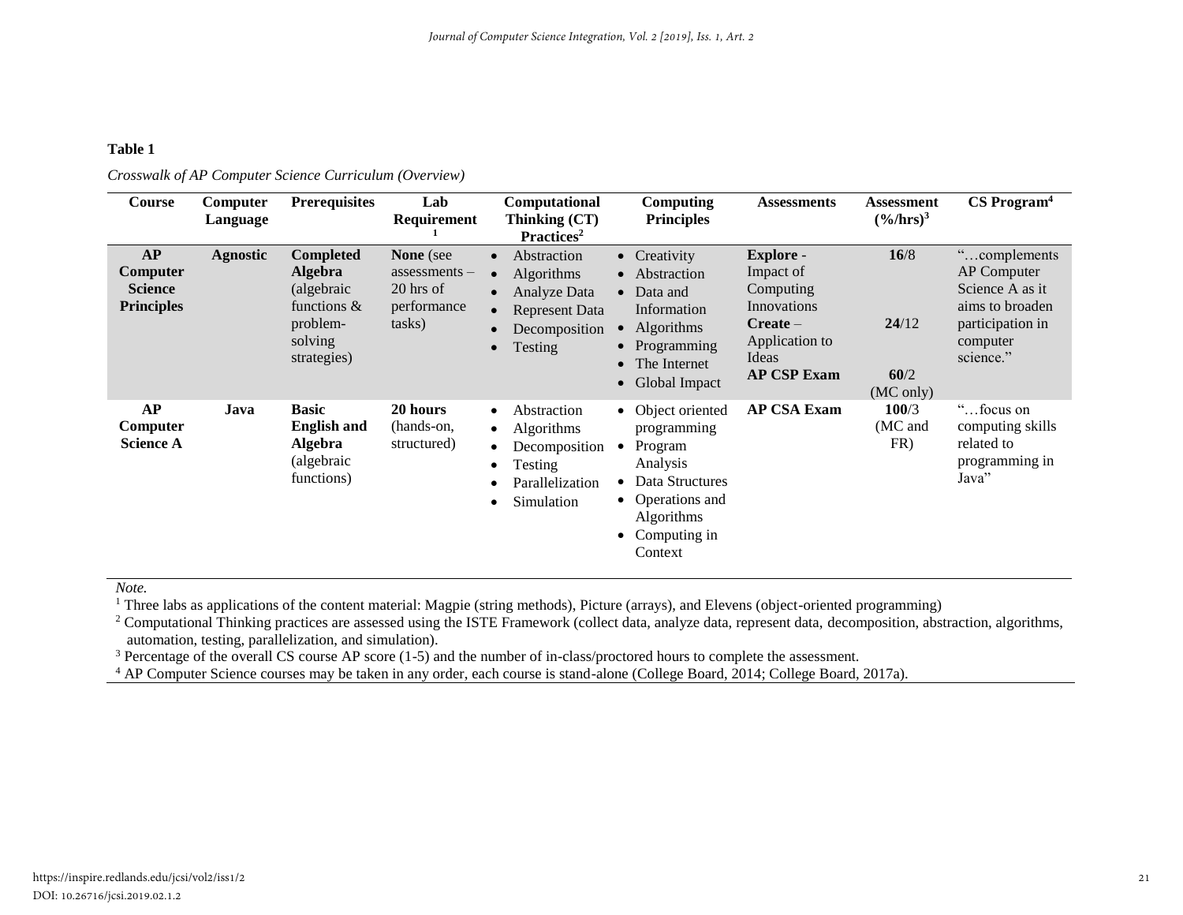**Table 1**

*Crosswalk of AP Computer Science Curriculum (Overview)*

| Course | Computer Language | Prerequisites | Lab Requirement [1] | Computational Thinking (CT) Practices[2] | Computing Principles | Assessments | Assessment (%/hrs)[3] | CS Program[4] |
|---|---|---|---|---|---|---|---|---|
| **AP Computer Science Principles** | **Agnostic** | **Completed Algebra** (algebraic functions & problem-solving strategies) | **None** (see assessments – 20 hrs of performance tasks) | • Abstraction<br>• Algorithms<br>• Analyze Data<br>• Represent Data<br>• Decomposition<br>• Testing | • Creativity<br>• Abstraction<br>• Data and Information<br>• Algorithms<br>• Programming<br>• The Internet<br>• Global Impact | **Explore** - Impact of Computing Innovations<br>**Create** – Application to Ideas<br>**AP CSP Exam** | **16**/8<br><br>**24**/12<br><br>**60**/2 (MC only) | "…complements AP Computer Science A as it aims to broaden participation in computer science." |
| **AP Computer Science A** | **Java** | **Basic English and Algebra** (algebraic functions) | **20 hours** (hands-on, structured) | • Abstraction<br>• Algorithms<br>• Decomposition<br>• Testing<br>• Parallelization<br>• Simulation | • Object oriented programming<br>• Program Analysis<br>• Data Structures<br>• Operations and Algorithms<br>• Computing in Context | **AP CSA Exam** | **100**/3 (MC and FR) | "…focus on computing skills related to programming in Java" |

*Note.*
[1] Three labs as applications of the content material: Magpie (string methods), Picture (arrays), and Elevens (object-oriented programming)
[2] Computational Thinking practices are assessed using the ISTE Framework (collect data, analyze data, represent data, decomposition, abstraction, algorithms, automation, testing, parallelization, and simulation).
[3] Percentage of the overall CS course AP score (1-5) and the number of in-class/proctored hours to complete the assessment.
[4] AP Computer Science courses may be taken in any order, each course is stand-alone (College Board, 2014; College Board, 2017a).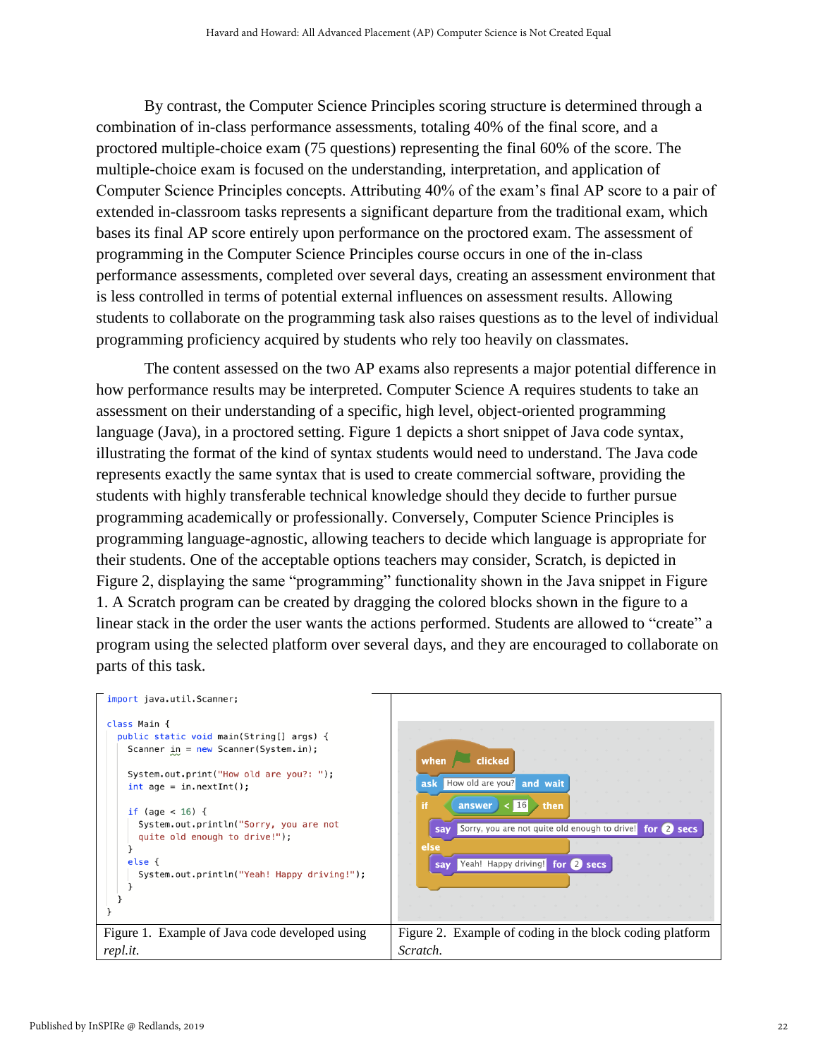By contrast, the Computer Science Principles scoring structure is determined through a combination of in-class performance assessments, totaling 40% of the final score, and a proctored multiple-choice exam (75 questions) representing the final 60% of the score. The multiple-choice exam is focused on the understanding, interpretation, and application of Computer Science Principles concepts. Attributing 40% of the exam's final AP score to a pair of extended in-classroom tasks represents a significant departure from the traditional exam, which bases its final AP score entirely upon performance on the proctored exam. The assessment of programming in the Computer Science Principles course occurs in one of the in-class performance assessments, completed over several days, creating an assessment environment that is less controlled in terms of potential external influences on assessment results. Allowing students to collaborate on the programming task also raises questions as to the level of individual programming proficiency acquired by students who rely too heavily on classmates.

The content assessed on the two AP exams also represents a major potential difference in how performance results may be interpreted. Computer Science A requires students to take an assessment on their understanding of a specific, high level, object-oriented programming language (Java), in a proctored setting. Figure 1 depicts a short snippet of Java code syntax, illustrating the format of the kind of syntax students would need to understand. The Java code represents exactly the same syntax that is used to create commercial software, providing the students with highly transferable technical knowledge should they decide to further pursue programming academically or professionally. Conversely, Computer Science Principles is programming language-agnostic, allowing teachers to decide which language is appropriate for their students. One of the acceptable options teachers may consider, Scratch, is depicted in Figure 2, displaying the same "programming" functionality shown in the Java snippet in Figure 1. A Scratch program can be created by dragging the colored blocks shown in the figure to a linear stack in the order the user wants the actions performed. Students are allowed to "create" a program using the selected platform over several days, and they are encouraged to collaborate on parts of this task.

```java
import java.util.Scanner;

class Main {
  public static void main(String[] args) {
    Scanner in = new Scanner(System.in);

    System.out.print("How old are you?: ");
    int age = in.nextInt();

    if (age < 16) {
      System.out.println("Sorry, you are not quite old enough to drive!");
    }
    else {
      System.out.println("Yeah! Happy driving!");
    }
  }
}
```

Figure 1. Example of Java code developed using *repl.it*.

```
when [green flag] clicked
ask [How old are you?] and wait
if <(answer) < [16]> then
  say [Sorry, you are not quite old enough to drive!] for (2) secs
else
  say [Yeah! Happy driving!] for (2) secs
```

Figure 2. Example of coding in the block coding platform *Scratch*.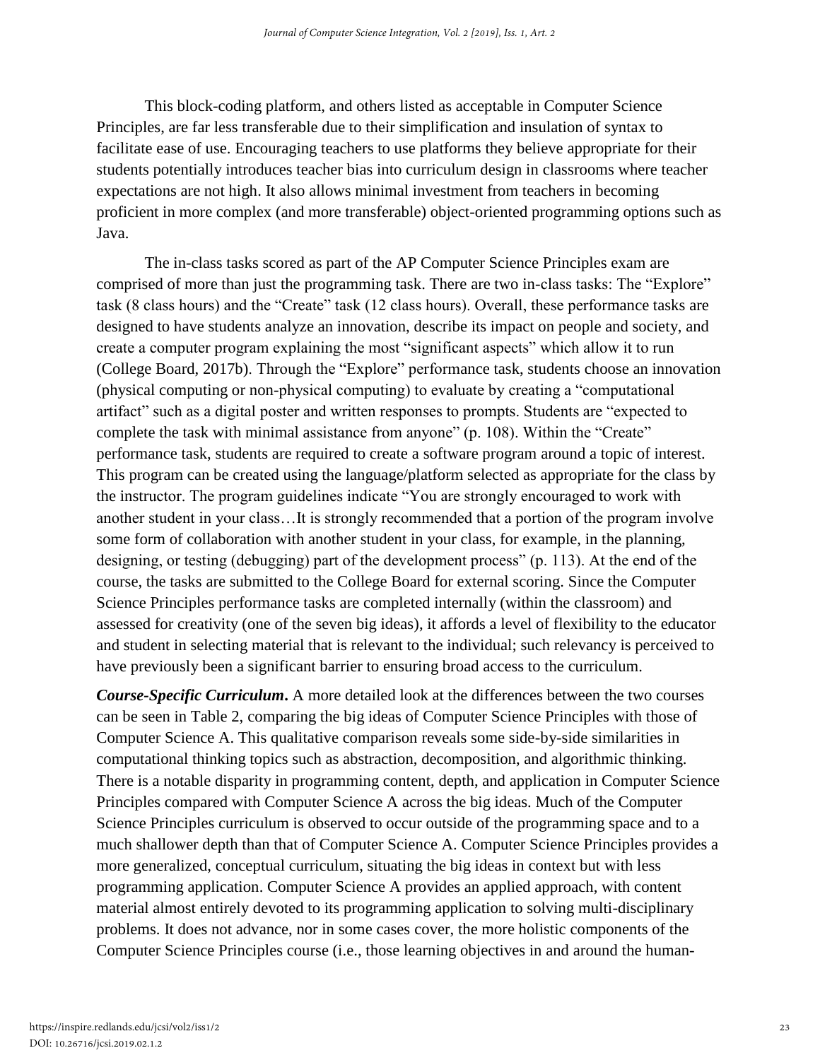This block-coding platform, and others listed as acceptable in Computer Science Principles, are far less transferable due to their simplification and insulation of syntax to facilitate ease of use. Encouraging teachers to use platforms they believe appropriate for their students potentially introduces teacher bias into curriculum design in classrooms where teacher expectations are not high. It also allows minimal investment from teachers in becoming proficient in more complex (and more transferable) object-oriented programming options such as Java.

The in-class tasks scored as part of the AP Computer Science Principles exam are comprised of more than just the programming task. There are two in-class tasks: The "Explore" task (8 class hours) and the "Create" task (12 class hours). Overall, these performance tasks are designed to have students analyze an innovation, describe its impact on people and society, and create a computer program explaining the most "significant aspects" which allow it to run (College Board, 2017b). Through the "Explore" performance task, students choose an innovation (physical computing or non-physical computing) to evaluate by creating a "computational artifact" such as a digital poster and written responses to prompts. Students are "expected to complete the task with minimal assistance from anyone" (p. 108). Within the "Create" performance task, students are required to create a software program around a topic of interest. This program can be created using the language/platform selected as appropriate for the class by the instructor. The program guidelines indicate "You are strongly encouraged to work with another student in your class…It is strongly recommended that a portion of the program involve some form of collaboration with another student in your class, for example, in the planning, designing, or testing (debugging) part of the development process" (p. 113). At the end of the course, the tasks are submitted to the College Board for external scoring. Since the Computer Science Principles performance tasks are completed internally (within the classroom) and assessed for creativity (one of the seven big ideas), it affords a level of flexibility to the educator and student in selecting material that is relevant to the individual; such relevancy is perceived to have previously been a significant barrier to ensuring broad access to the curriculum.

***Course-Specific Curriculum*.** A more detailed look at the differences between the two courses can be seen in Table 2, comparing the big ideas of Computer Science Principles with those of Computer Science A. This qualitative comparison reveals some side-by-side similarities in computational thinking topics such as abstraction, decomposition, and algorithmic thinking. There is a notable disparity in programming content, depth, and application in Computer Science Principles compared with Computer Science A across the big ideas. Much of the Computer Science Principles curriculum is observed to occur outside of the programming space and to a much shallower depth than that of Computer Science A. Computer Science Principles provides a more generalized, conceptual curriculum, situating the big ideas in context but with less programming application. Computer Science A provides an applied approach, with content material almost entirely devoted to its programming application to solving multi-disciplinary problems. It does not advance, nor in some cases cover, the more holistic components of the Computer Science Principles course (i.e., those learning objectives in and around the human-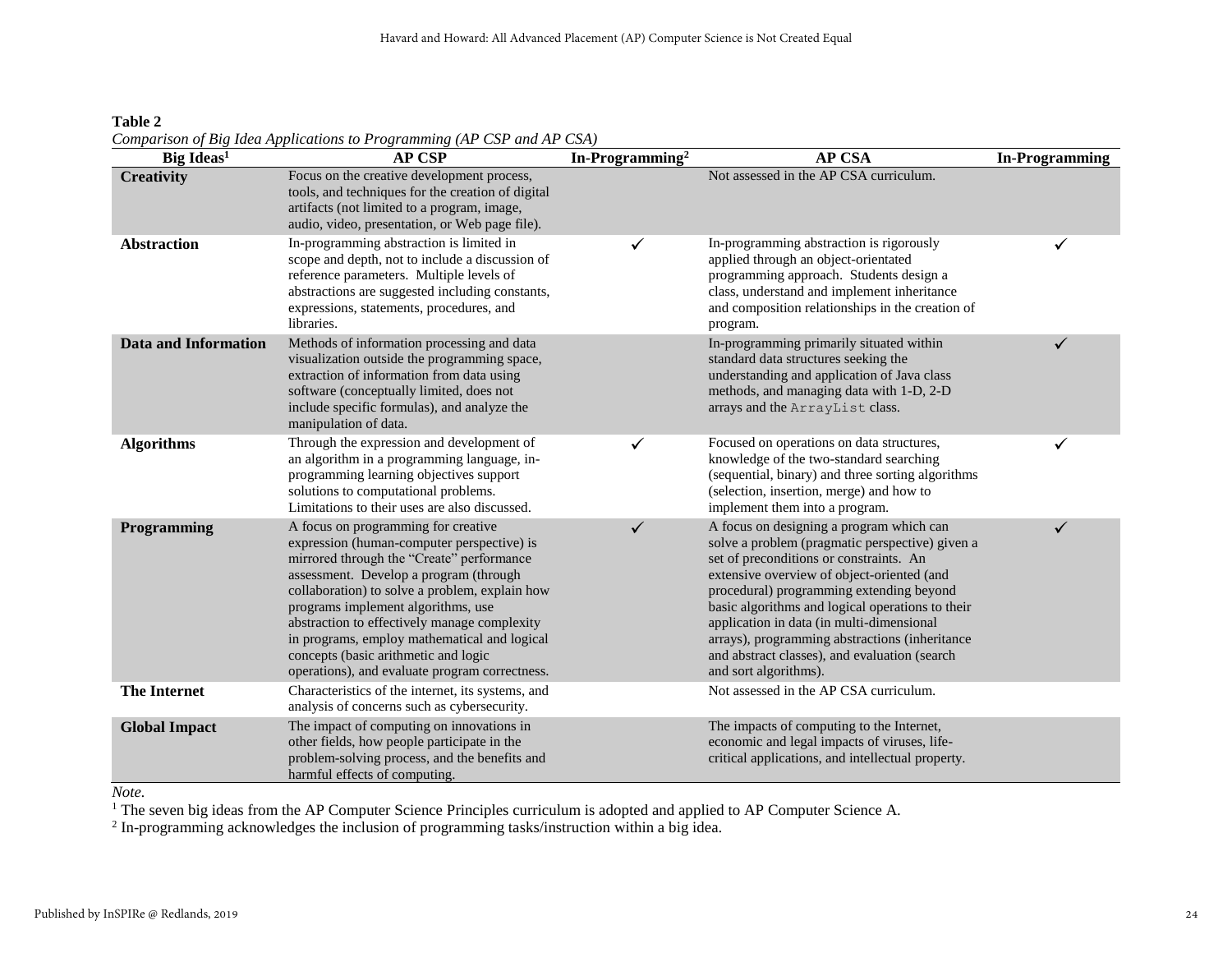**Table 2**

*Comparison of Big Idea Applications to Programming (AP CSP and AP CSA)*

| Big Ideas[1] | AP CSP | In-Programming[2] | AP CSA | In-Programming |
|---|---|---|---|---|
| **Creativity** | Focus on the creative development process, tools, and techniques for the creation of digital artifacts (not limited to a program, image, audio, video, presentation, or Web page file). | | Not assessed in the AP CSA curriculum. | |
| **Abstraction** | In-programming abstraction is limited in scope and depth, not to include a discussion of reference parameters. Multiple levels of abstractions are suggested including constants, expressions, statements, procedures, and libraries. | ✓ | In-programming abstraction is rigorously applied through an object-orientated programming approach. Students design a class, understand and implement inheritance and composition relationships in the creation of program. | ✓ |
| **Data and Information** | Methods of information processing and data visualization outside the programming space, extraction of information from data using software (conceptually limited, does not include specific formulas), and analyze the manipulation of data. | | In-programming primarily situated within standard data structures seeking the understanding and application of Java class methods, and managing data with 1-D, 2-D arrays and the `ArrayList` class. | ✓ |
| **Algorithms** | Through the expression and development of an algorithm in a programming language, in-programming learning objectives support solutions to computational problems. Limitations to their uses are also discussed. | ✓ | Focused on operations on data structures, knowledge of the two-standard searching (sequential, binary) and three sorting algorithms (selection, insertion, merge) and how to implement them into a program. | ✓ |
| **Programming** | A focus on programming for creative expression (human-computer perspective) is mirrored through the "Create" performance assessment. Develop a program (through collaboration) to solve a problem, explain how programs implement algorithms, use abstraction to effectively manage complexity in programs, employ mathematical and logical concepts (basic arithmetic and logic operations), and evaluate program correctness. | ✓ | A focus on designing a program which can solve a problem (pragmatic perspective) given a set of preconditions or constraints. An extensive overview of object-oriented (and procedural) programming extending beyond basic algorithms and logical operations to their application in data (in multi-dimensional arrays), programming abstractions (inheritance and abstract classes), and evaluation (search and sort algorithms). | ✓ |
| **The Internet** | Characteristics of the internet, its systems, and analysis of concerns such as cybersecurity. | | Not assessed in the AP CSA curriculum. | |
| **Global Impact** | The impact of computing on innovations in other fields, how people participate in the problem-solving process, and the benefits and harmful effects of computing. | | The impacts of computing to the Internet, economic and legal impacts of viruses, life-critical applications, and intellectual property. | |

*Note.*

[1] The seven big ideas from the AP Computer Science Principles curriculum is adopted and applied to AP Computer Science A.

[2] In-programming acknowledges the inclusion of programming tasks/instruction within a big idea.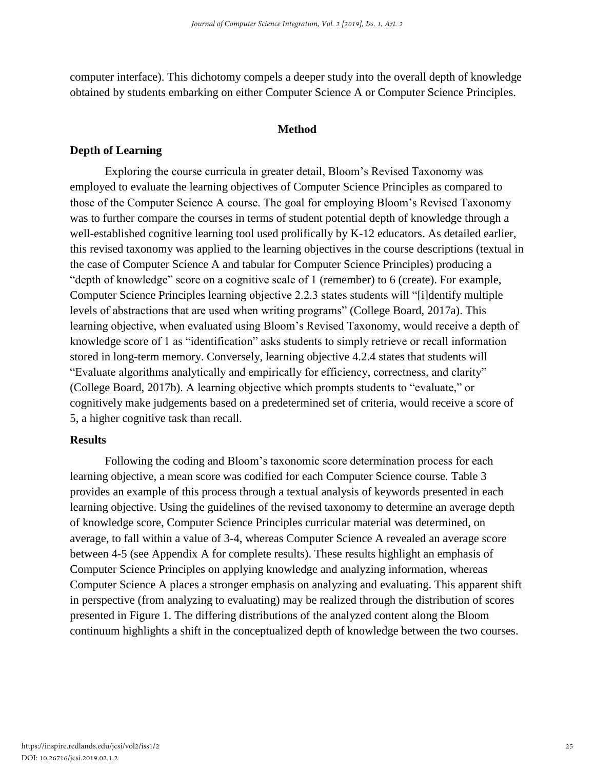computer interface). This dichotomy compels a deeper study into the overall depth of knowledge obtained by students embarking on either Computer Science A or Computer Science Principles.

## Method

### Depth of Learning

Exploring the course curricula in greater detail, Bloom's Revised Taxonomy was employed to evaluate the learning objectives of Computer Science Principles as compared to those of the Computer Science A course. The goal for employing Bloom's Revised Taxonomy was to further compare the courses in terms of student potential depth of knowledge through a well-established cognitive learning tool used prolifically by K-12 educators. As detailed earlier, this revised taxonomy was applied to the learning objectives in the course descriptions (textual in the case of Computer Science A and tabular for Computer Science Principles) producing a "depth of knowledge" score on a cognitive scale of 1 (remember) to 6 (create). For example, Computer Science Principles learning objective 2.2.3 states students will "[i]dentify multiple levels of abstractions that are used when writing programs" (College Board, 2017a). This learning objective, when evaluated using Bloom's Revised Taxonomy, would receive a depth of knowledge score of 1 as "identification" asks students to simply retrieve or recall information stored in long-term memory. Conversely, learning objective 4.2.4 states that students will "Evaluate algorithms analytically and empirically for efficiency, correctness, and clarity" (College Board, 2017b). A learning objective which prompts students to "evaluate," or cognitively make judgements based on a predetermined set of criteria, would receive a score of 5, a higher cognitive task than recall.

### Results

Following the coding and Bloom's taxonomic score determination process for each learning objective, a mean score was codified for each Computer Science course. Table 3 provides an example of this process through a textual analysis of keywords presented in each learning objective. Using the guidelines of the revised taxonomy to determine an average depth of knowledge score, Computer Science Principles curricular material was determined, on average, to fall within a value of 3-4, whereas Computer Science A revealed an average score between 4-5 (see Appendix A for complete results). These results highlight an emphasis of Computer Science Principles on applying knowledge and analyzing information, whereas Computer Science A places a stronger emphasis on analyzing and evaluating. This apparent shift in perspective (from analyzing to evaluating) may be realized through the distribution of scores presented in Figure 1. The differing distributions of the analyzed content along the Bloom continuum highlights a shift in the conceptualized depth of knowledge between the two courses.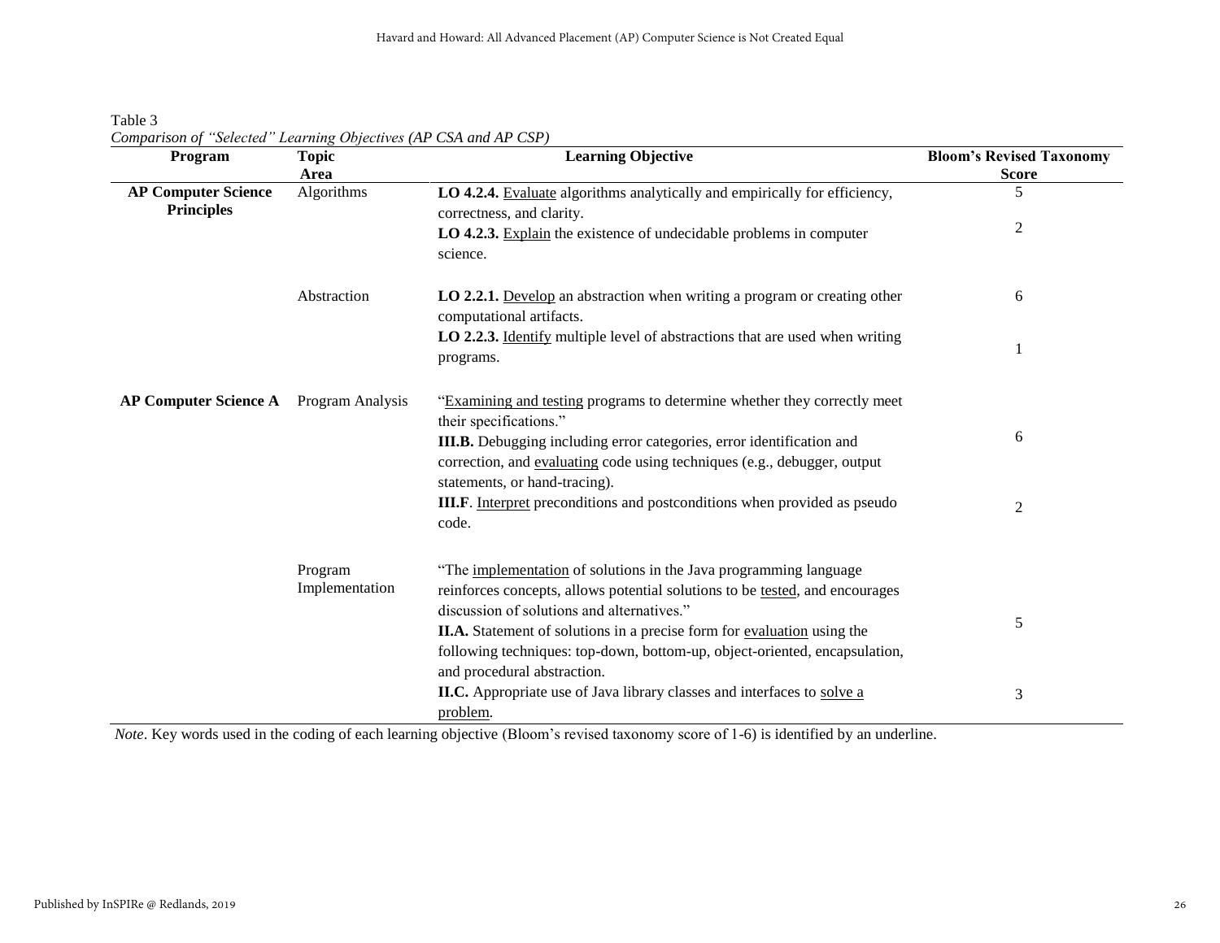Table 3

*Comparison of "Selected" Learning Objectives (AP CSA and AP CSP)*

| Program | Topic Area | Learning Objective | Bloom's Revised Taxonomy Score |
|---|---|---|---|
| **AP Computer Science Principles** | Algorithms | **LO 4.2.4.** <u>Evaluate</u> algorithms analytically and empirically for efficiency, correctness, and clarity. | 5 |
| | | **LO 4.2.3.** <u>Explain</u> the existence of undecidable problems in computer science. | 2 |
| | Abstraction | **LO 2.2.1.** <u>Develop</u> an abstraction when writing a program or creating other computational artifacts. | 6 |
| | | **LO 2.2.3.** <u>Identify</u> multiple level of abstractions that are used when writing programs. | 1 |
| **AP Computer Science A** | Program Analysis | "<u>Examining and testing</u> programs to determine whether they correctly meet their specifications." **III.B.** Debugging including error categories, error identification and correction, and <u>evaluating</u> code using techniques (e.g., debugger, output statements, or hand-tracing). | 6 |
| | | **III.F**. <u>Interpret</u> preconditions and postconditions when provided as pseudo code. | 2 |
| | Program Implementation | "The <u>implementation</u> of solutions in the Java programming language reinforces concepts, allows potential solutions to be <u>tested</u>, and encourages discussion of solutions and alternatives." **II.A.** Statement of solutions in a precise form for <u>evaluation</u> using the following techniques: top-down, bottom-up, object-oriented, encapsulation, and procedural abstraction. | 5 |
| | | **II.C.** Appropriate use of Java library classes and interfaces to <u>solve a problem</u>. | 3 |

*Note*. Key words used in the coding of each learning objective (Bloom's revised taxonomy score of 1-6) is identified by an underline.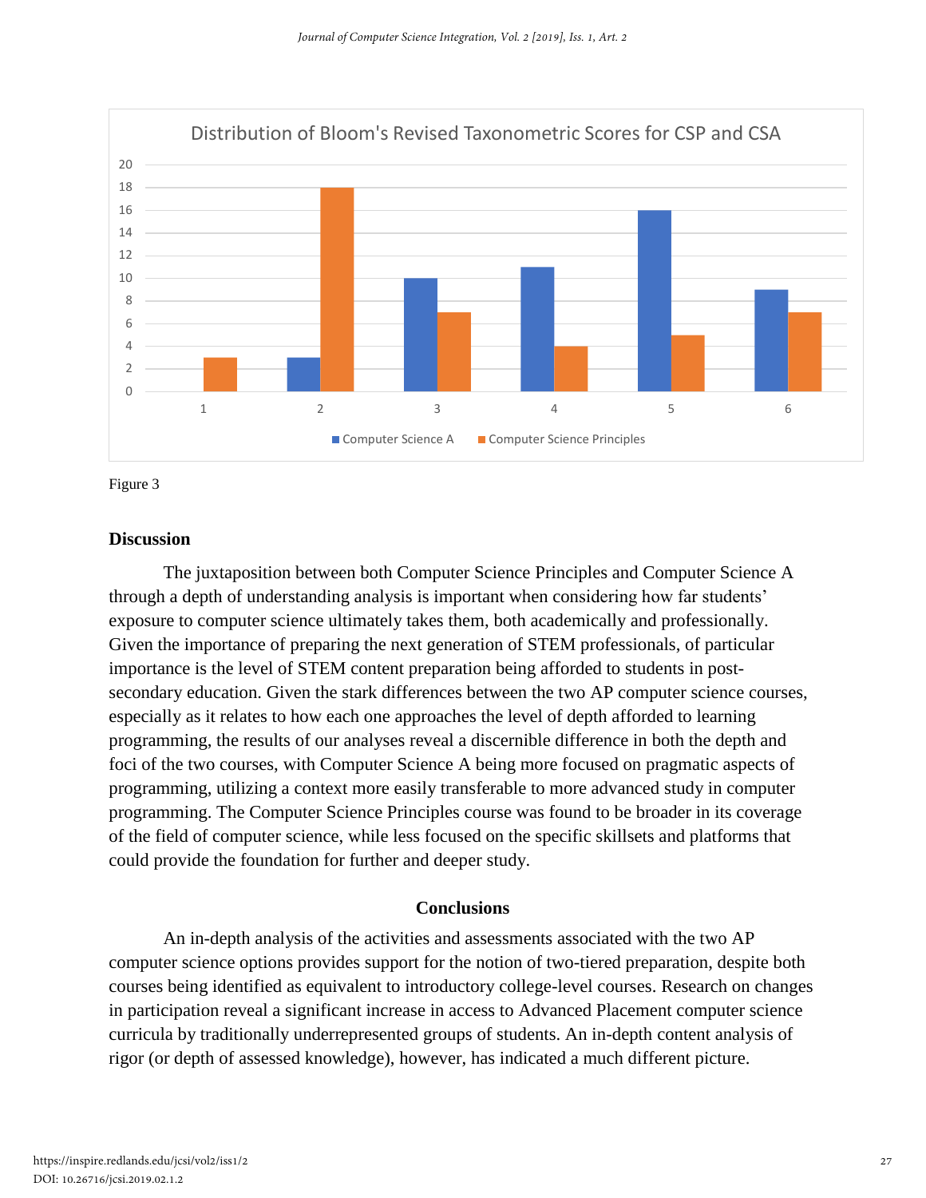Distribution of Bloom's Revised Taxonometric Scores for CSP and CSA

| | 1 | 2 | 3 | 4 | 5 | 6 |
|---|---|---|---|---|---|---|
| Computer Science A | 0 | 3 | 10 | 11 | 16 | 9 |
| Computer Science Principles | 3 | 18 | 7 | 4 | 5 | 7 |

Figure 3

## Discussion

The juxtaposition between both Computer Science Principles and Computer Science A through a depth of understanding analysis is important when considering how far students' exposure to computer science ultimately takes them, both academically and professionally. Given the importance of preparing the next generation of STEM professionals, of particular importance is the level of STEM content preparation being afforded to students in post-secondary education. Given the stark differences between the two AP computer science courses, especially as it relates to how each one approaches the level of depth afforded to learning programming, the results of our analyses reveal a discernible difference in both the depth and foci of the two courses, with Computer Science A being more focused on pragmatic aspects of programming, utilizing a context more easily transferable to more advanced study in computer programming. The Computer Science Principles course was found to be broader in its coverage of the field of computer science, while less focused on the specific skillsets and platforms that could provide the foundation for further and deeper study.

## Conclusions

An in-depth analysis of the activities and assessments associated with the two AP computer science options provides support for the notion of two-tiered preparation, despite both courses being identified as equivalent to introductory college-level courses. Research on changes in participation reveal a significant increase in access to Advanced Placement computer science curricula by traditionally underrepresented groups of students. An in-depth content analysis of rigor (or depth of assessed knowledge), however, has indicated a much different picture.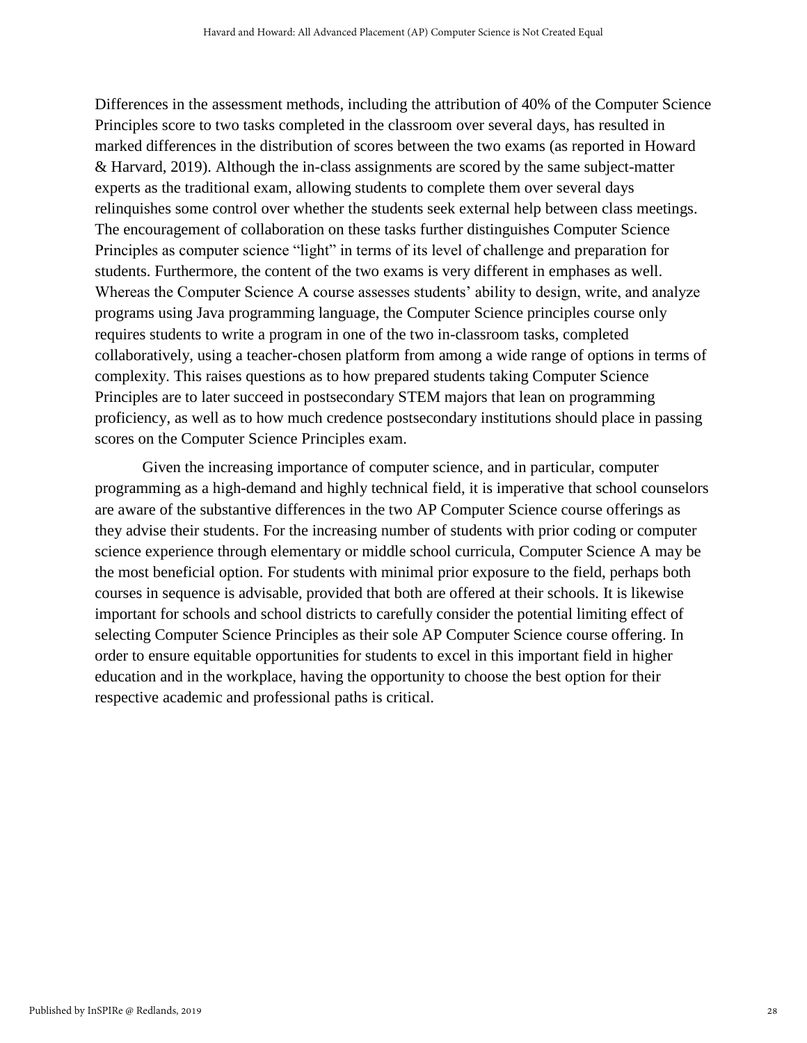Differences in the assessment methods, including the attribution of 40% of the Computer Science Principles score to two tasks completed in the classroom over several days, has resulted in marked differences in the distribution of scores between the two exams (as reported in Howard & Harvard, 2019). Although the in-class assignments are scored by the same subject-matter experts as the traditional exam, allowing students to complete them over several days relinquishes some control over whether the students seek external help between class meetings. The encouragement of collaboration on these tasks further distinguishes Computer Science Principles as computer science "light" in terms of its level of challenge and preparation for students. Furthermore, the content of the two exams is very different in emphases as well. Whereas the Computer Science A course assesses students' ability to design, write, and analyze programs using Java programming language, the Computer Science principles course only requires students to write a program in one of the two in-classroom tasks, completed collaboratively, using a teacher-chosen platform from among a wide range of options in terms of complexity. This raises questions as to how prepared students taking Computer Science Principles are to later succeed in postsecondary STEM majors that lean on programming proficiency, as well as to how much credence postsecondary institutions should place in passing scores on the Computer Science Principles exam.

Given the increasing importance of computer science, and in particular, computer programming as a high-demand and highly technical field, it is imperative that school counselors are aware of the substantive differences in the two AP Computer Science course offerings as they advise their students. For the increasing number of students with prior coding or computer science experience through elementary or middle school curricula, Computer Science A may be the most beneficial option. For students with minimal prior exposure to the field, perhaps both courses in sequence is advisable, provided that both are offered at their schools. It is likewise important for schools and school districts to carefully consider the potential limiting effect of selecting Computer Science Principles as their sole AP Computer Science course offering. In order to ensure equitable opportunities for students to excel in this important field in higher education and in the workplace, having the opportunity to choose the best option for their respective academic and professional paths is critical.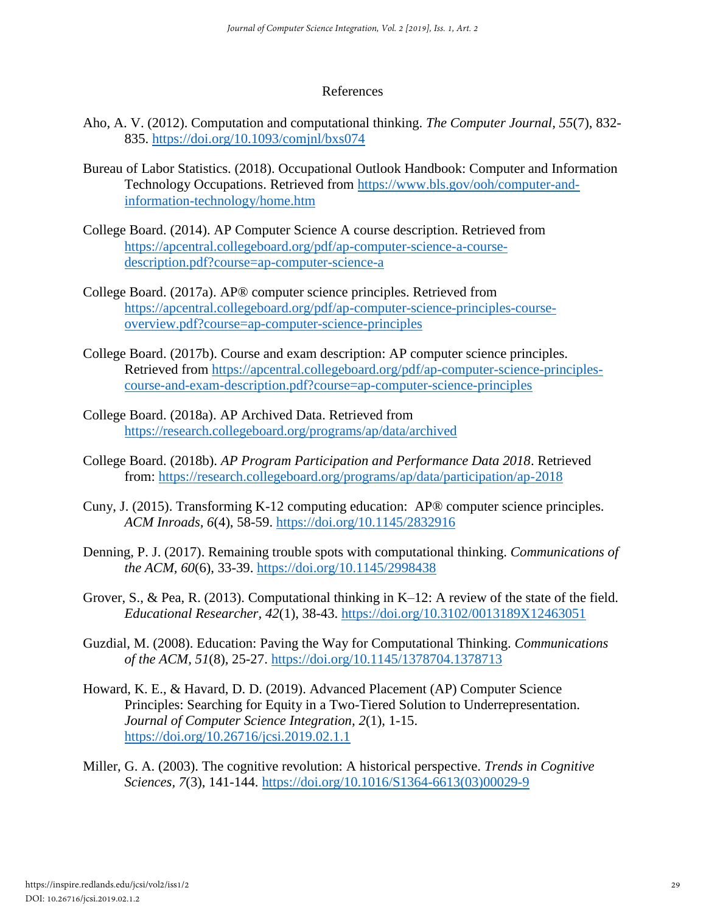# References

Aho, A. V. (2012). Computation and computational thinking. *The Computer Journal*, *55*(7), 832-835. https://doi.org/10.1093/comjnl/bxs074

Bureau of Labor Statistics. (2018). Occupational Outlook Handbook: Computer and Information Technology Occupations. Retrieved from https://www.bls.gov/ooh/computer-and-information-technology/home.htm

College Board. (2014). AP Computer Science A course description. Retrieved from https://apcentral.collegeboard.org/pdf/ap-computer-science-a-course-description.pdf?course=ap-computer-science-a

College Board. (2017a). AP® computer science principles. Retrieved from https://apcentral.collegeboard.org/pdf/ap-computer-science-principles-course-overview.pdf?course=ap-computer-science-principles

College Board. (2017b). Course and exam description: AP computer science principles. Retrieved from https://apcentral.collegeboard.org/pdf/ap-computer-science-principles-course-and-exam-description.pdf?course=ap-computer-science-principles

College Board. (2018a). AP Archived Data. Retrieved from https://research.collegeboard.org/programs/ap/data/archived

College Board. (2018b). *AP Program Participation and Performance Data 2018*. Retrieved from: https://research.collegeboard.org/programs/ap/data/participation/ap-2018

Cuny, J. (2015). Transforming K-12 computing education: AP® computer science principles. *ACM Inroads*, *6*(4), 58-59. https://doi.org/10.1145/2832916

Denning, P. J. (2017). Remaining trouble spots with computational thinking. *Communications of the ACM, 60*(6), 33-39. https://doi.org/10.1145/2998438

Grover, S., & Pea, R. (2013). Computational thinking in K–12: A review of the state of the field. *Educational Researcher*, *42*(1), 38-43. https://doi.org/10.3102/0013189X12463051

Guzdial, M. (2008). Education: Paving the Way for Computational Thinking. *Communications of the ACM*, *51*(8), 25-27. https://doi.org/10.1145/1378704.1378713

Howard, K. E., & Havard, D. D. (2019). Advanced Placement (AP) Computer Science Principles: Searching for Equity in a Two-Tiered Solution to Underrepresentation. *Journal of Computer Science Integration*, *2*(1), 1-15. https://doi.org/10.26716/jcsi.2019.02.1.1

Miller, G. A. (2003). The cognitive revolution: A historical perspective. *Trends in Cognitive Sciences*, *7*(3), 141-144. https://doi.org/10.1016/S1364-6613(03)00029-9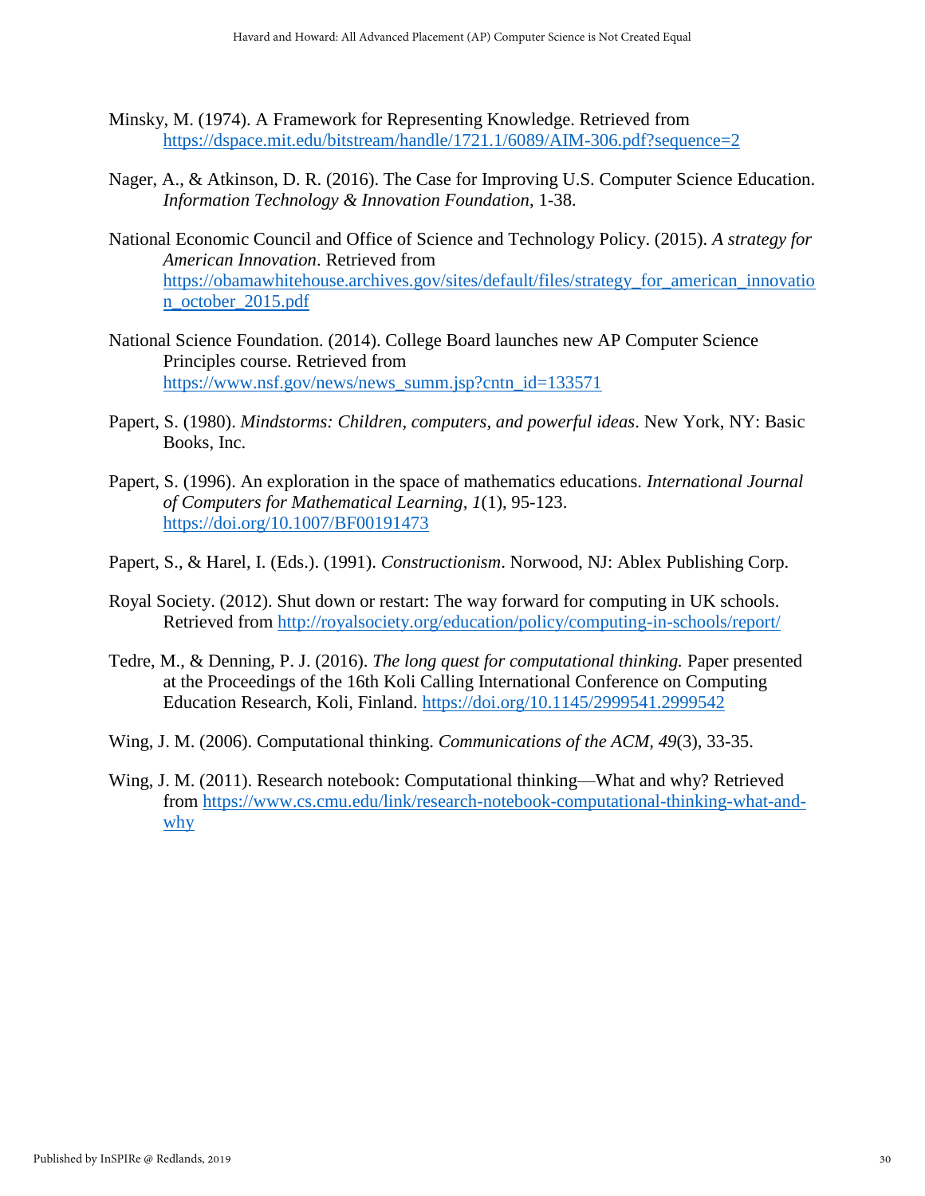Minsky, M. (1974). A Framework for Representing Knowledge. Retrieved from https://dspace.mit.edu/bitstream/handle/1721.1/6089/AIM-306.pdf?sequence=2

Nager, A., & Atkinson, D. R. (2016). The Case for Improving U.S. Computer Science Education. *Information Technology & Innovation Foundation*, 1-38.

National Economic Council and Office of Science and Technology Policy. (2015). *A strategy for American Innovation*. Retrieved from https://obamawhitehouse.archives.gov/sites/default/files/strategy_for_american_innovation_october_2015.pdf

National Science Foundation. (2014). College Board launches new AP Computer Science Principles course. Retrieved from https://www.nsf.gov/news/news_summ.jsp?cntn_id=133571

Papert, S. (1980). *Mindstorms: Children, computers, and powerful ideas*. New York, NY: Basic Books, Inc.

Papert, S. (1996). An exploration in the space of mathematics educations. *International Journal of Computers for Mathematical Learning, 1*(1), 95-123. https://doi.org/10.1007/BF00191473

Papert, S., & Harel, I. (Eds.). (1991). *Constructionism*. Norwood, NJ: Ablex Publishing Corp.

Royal Society. (2012). Shut down or restart: The way forward for computing in UK schools. Retrieved from http://royalsociety.org/education/policy/computing-in-schools/report/

Tedre, M., & Denning, P. J. (2016). *The long quest for computational thinking.* Paper presented at the Proceedings of the 16th Koli Calling International Conference on Computing Education Research, Koli, Finland. https://doi.org/10.1145/2999541.2999542

Wing, J. M. (2006). Computational thinking. *Communications of the ACM, 49*(3), 33-35.

Wing, J. M. (2011). Research notebook: Computational thinking—What and why? Retrieved from https://www.cs.cmu.edu/link/research-notebook-computational-thinking-what-and-why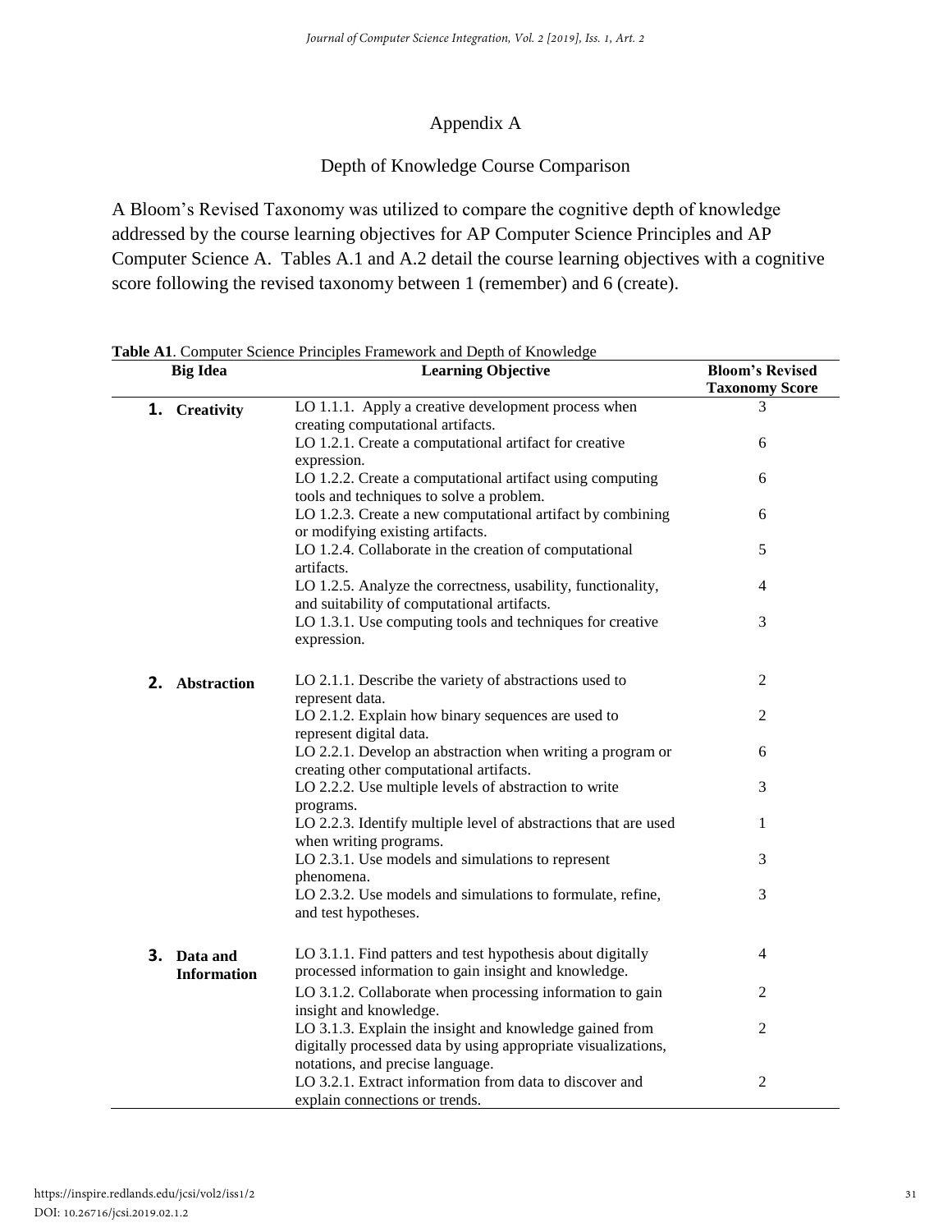## Appendix A

### Depth of Knowledge Course Comparison

A Bloom's Revised Taxonomy was utilized to compare the cognitive depth of knowledge addressed by the course learning objectives for AP Computer Science Principles and AP Computer Science A. Tables A.1 and A.2 detail the course learning objectives with a cognitive score following the revised taxonomy between 1 (remember) and 6 (create).

**Table A1**. Computer Science Principles Framework and Depth of Knowledge

| Big Idea | Learning Objective | Bloom's Revised Taxonomy Score |
|---|---|---|
| **1. Creativity** | LO 1.1.1. Apply a creative development process when creating computational artifacts. | 3 |
| | LO 1.2.1. Create a computational artifact for creative expression. | 6 |
| | LO 1.2.2. Create a computational artifact using computing tools and techniques to solve a problem. | 6 |
| | LO 1.2.3. Create a new computational artifact by combining or modifying existing artifacts. | 6 |
| | LO 1.2.4. Collaborate in the creation of computational artifacts. | 5 |
| | LO 1.2.5. Analyze the correctness, usability, functionality, and suitability of computational artifacts. | 4 |
| | LO 1.3.1. Use computing tools and techniques for creative expression. | 3 |
| **2. Abstraction** | LO 2.1.1. Describe the variety of abstractions used to represent data. | 2 |
| | LO 2.1.2. Explain how binary sequences are used to represent digital data. | 2 |
| | LO 2.2.1. Develop an abstraction when writing a program or creating other computational artifacts. | 6 |
| | LO 2.2.2. Use multiple levels of abstraction to write programs. | 3 |
| | LO 2.2.3. Identify multiple level of abstractions that are used when writing programs. | 1 |
| | LO 2.3.1. Use models and simulations to represent phenomena. | 3 |
| | LO 2.3.2. Use models and simulations to formulate, refine, and test hypotheses. | 3 |
| **3. Data and Information** | LO 3.1.1. Find patters and test hypothesis about digitally processed information to gain insight and knowledge. | 4 |
| | LO 3.1.2. Collaborate when processing information to gain insight and knowledge. | 2 |
| | LO 3.1.3. Explain the insight and knowledge gained from digitally processed data by using appropriate visualizations, notations, and precise language. | 2 |
| | LO 3.2.1. Extract information from data to discover and explain connections or trends. | 2 |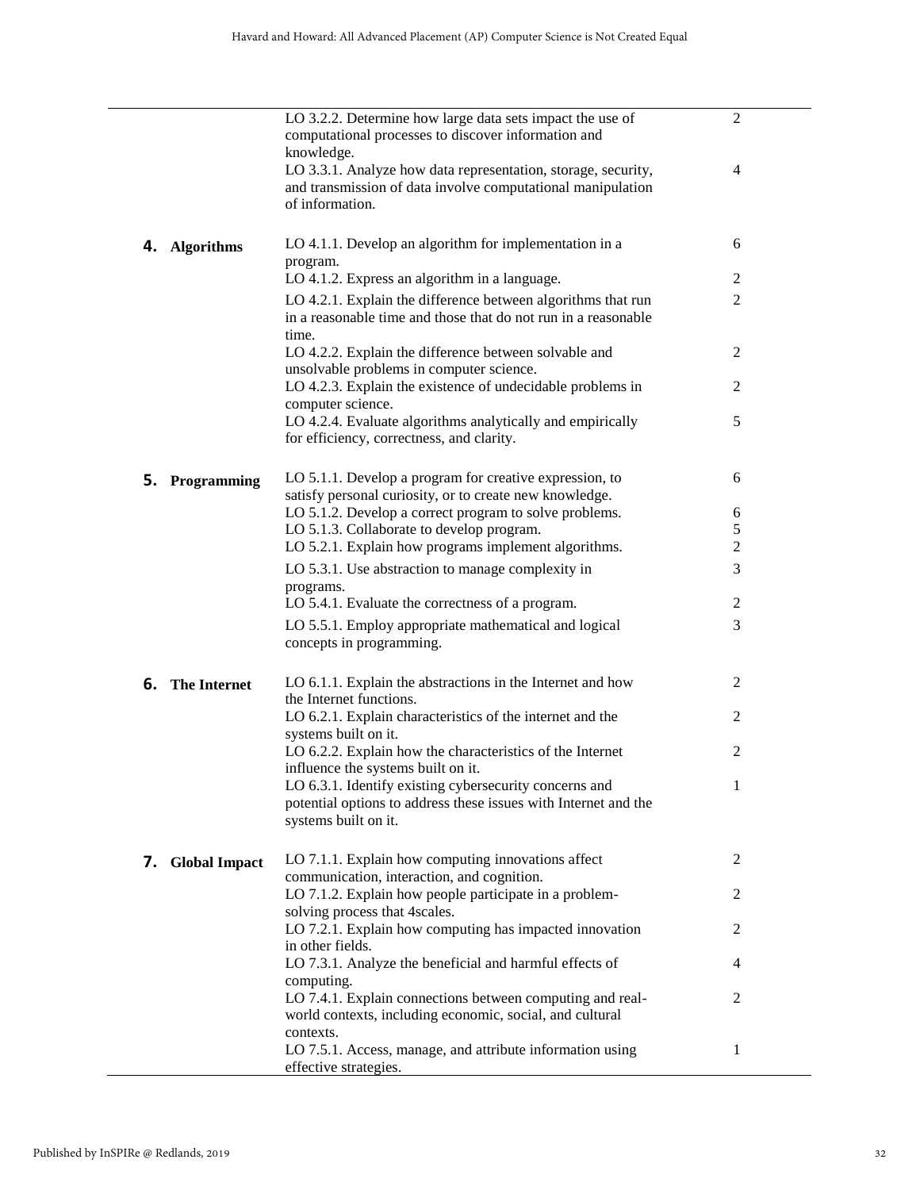| | | |
|---|---|---|
| | LO 3.2.2. Determine how large data sets impact the use of computational processes to discover information and knowledge. | 2 |
| | LO 3.3.1. Analyze how data representation, storage, security, and transmission of data involve computational manipulation of information. | 4 |
| **4. Algorithms** | LO 4.1.1. Develop an algorithm for implementation in a program. | 6 |
| | LO 4.1.2. Express an algorithm in a language. | 2 |
| | LO 4.2.1. Explain the difference between algorithms that run in a reasonable time and those that do not run in a reasonable time. | 2 |
| | LO 4.2.2. Explain the difference between solvable and unsolvable problems in computer science. | 2 |
| | LO 4.2.3. Explain the existence of undecidable problems in computer science. | 2 |
| | LO 4.2.4. Evaluate algorithms analytically and empirically for efficiency, correctness, and clarity. | 5 |
| **5. Programming** | LO 5.1.1. Develop a program for creative expression, to satisfy personal curiosity, or to create new knowledge. | 6 |
| | LO 5.1.2. Develop a correct program to solve problems. | 6 |
| | LO 5.1.3. Collaborate to develop program. | 5 |
| | LO 5.2.1. Explain how programs implement algorithms. | 2 |
| | LO 5.3.1. Use abstraction to manage complexity in programs. | 3 |
| | LO 5.4.1. Evaluate the correctness of a program. | 2 |
| | LO 5.5.1. Employ appropriate mathematical and logical concepts in programming. | 3 |
| **6. The Internet** | LO 6.1.1. Explain the abstractions in the Internet and how the Internet functions. | 2 |
| | LO 6.2.1. Explain characteristics of the internet and the systems built on it. | 2 |
| | LO 6.2.2. Explain how the characteristics of the Internet influence the systems built on it. | 2 |
| | LO 6.3.1. Identify existing cybersecurity concerns and potential options to address these issues with Internet and the systems built on it. | 1 |
| **7. Global Impact** | LO 7.1.1. Explain how computing innovations affect communication, interaction, and cognition. | 2 |
| | LO 7.1.2. Explain how people participate in a problem-solving process that 4scales. | 2 |
| | LO 7.2.1. Explain how computing has impacted innovation in other fields. | 2 |
| | LO 7.3.1. Analyze the beneficial and harmful effects of computing. | 4 |
| | LO 7.4.1. Explain connections between computing and real-world contexts, including economic, social, and cultural contexts. | 2 |
| | LO 7.5.1. Access, manage, and attribute information using effective strategies. | 1 |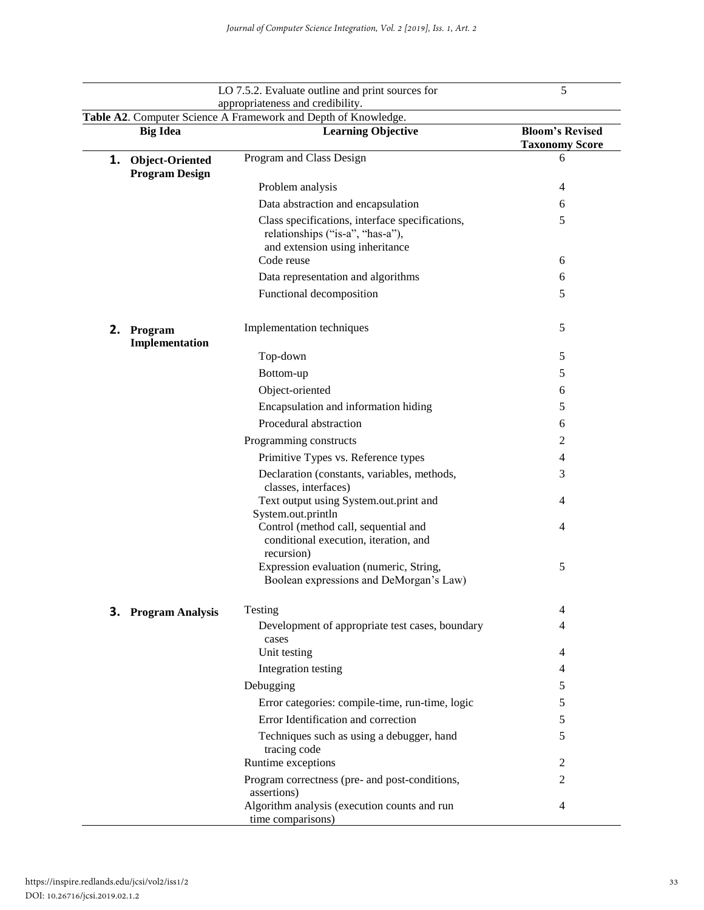| | | |
|---|---|---|
| | LO 7.5.2. Evaluate outline and print sources for appropriateness and credibility. | 5 |

**Table A2**. Computer Science A Framework and Depth of Knowledge.

| Big Idea | Learning Objective | Bloom's Revised Taxonomy Score |
|---|---|---|
| **1. Object-Oriented Program Design** | Program and Class Design | 6 |
| | Problem analysis | 4 |
| | Data abstraction and encapsulation | 6 |
| | Class specifications, interface specifications, relationships ("is-a", "has-a"), and extension using inheritance | 5 |
| | Code reuse | 6 |
| | Data representation and algorithms | 6 |
| | Functional decomposition | 5 |
| **2. Program Implementation** | Implementation techniques | 5 |
| | Top-down | 5 |
| | Bottom-up | 5 |
| | Object-oriented | 6 |
| | Encapsulation and information hiding | 5 |
| | Procedural abstraction | 6 |
| | Programming constructs | 2 |
| | Primitive Types vs. Reference types | 4 |
| | Declaration (constants, variables, methods, classes, interfaces) | 3 |
| | Text output using System.out.print and System.out.println | 4 |
| | Control (method call, sequential and conditional execution, iteration, and recursion) | 4 |
| | Expression evaluation (numeric, String, Boolean expressions and DeMorgan's Law) | 5 |
| **3. Program Analysis** | Testing | 4 |
| | Development of appropriate test cases, boundary cases | 4 |
| | Unit testing | 4 |
| | Integration testing | 4 |
| | Debugging | 5 |
| | Error categories: compile-time, run-time, logic | 5 |
| | Error Identification and correction | 5 |
| | Techniques such as using a debugger, hand tracing code | 5 |
| | Runtime exceptions | 2 |
| | Program correctness (pre- and post-conditions, assertions) | 2 |
| | Algorithm analysis (execution counts and run time comparisons) | 4 |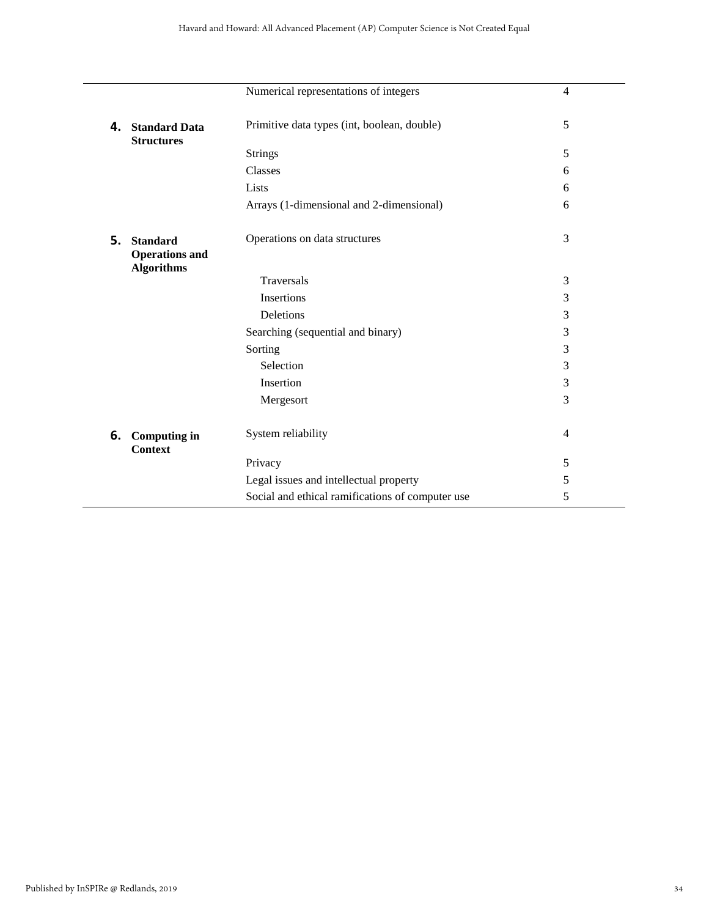| | | |
|---|---|---|
| | Numerical representations of integers | 4 |
| **4. Standard Data Structures** | Primitive data types (int, boolean, double) | 5 |
| | Strings | 5 |
| | Classes | 6 |
| | Lists | 6 |
| | Arrays (1-dimensional and 2-dimensional) | 6 |
| **5. Standard Operations and Algorithms** | Operations on data structures | 3 |
| | Traversals | 3 |
| | Insertions | 3 |
| | Deletions | 3 |
| | Searching (sequential and binary) | 3 |
| | Sorting | 3 |
| | Selection | 3 |
| | Insertion | 3 |
| | Mergesort | 3 |
| **6. Computing in Context** | System reliability | 4 |
| | Privacy | 5 |
| | Legal issues and intellectual property | 5 |
| | Social and ethical ramifications of computer use | 5 |